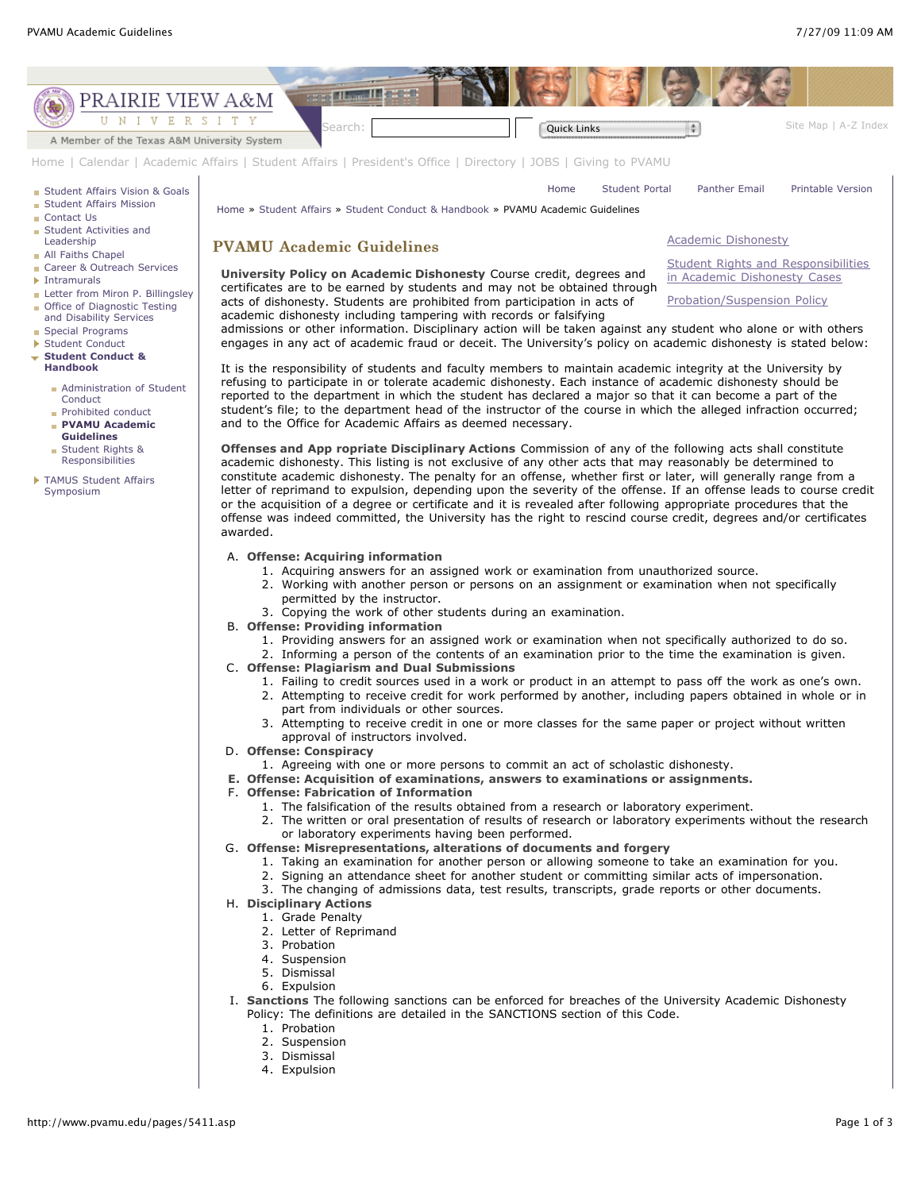# PVAMU Academic Guidelines

[Academic Dishonesty](#)

[Student Rights and Responsibilities in Academic Dishonesty Cases](#)

[Probation/Suspension Policy](#)

**University Policy on Academic Dishonesty** Course credit, degrees and certificates are to be earned by students and may not be obtained through acts of dishonesty. Students are prohibited from participation in acts of academic dishonesty including tampering with records or falsifying admissions or other information. Disciplinary action will be taken against any student who alone or with others engages in any act of academic fraud or deceit. The University's policy on academic dishonesty is stated below:

It is the responsibility of students and faculty members to maintain academic integrity at the University by refusing to participate in or tolerate academic dishonesty. Each instance of academic dishonesty should be reported to the department in which the student has declared a major so that it can become a part of the student's file; to the department head of the instructor of the course in which the alleged infraction occurred; and to the Office for Academic Affairs as deemed necessary.

**Offenses and App ropriate Disciplinary Actions** Commission of any of the following acts shall constitute academic dishonesty. This listing is not exclusive of any other acts that may reasonably be determined to constitute academic dishonesty. The penalty for an offense, whether first or later, will generally range from a letter of reprimand to expulsion, depending upon the severity of the offense. If an offense leads to course credit or the acquisition of a degree or certificate and it is revealed after following appropriate procedures that the offense was indeed committed, the University has the right to rescind course credit, degrees and/or certificates awarded.

A. **Offense: Acquiring information**
   1. Acquiring answers for an assigned work or examination from unauthorized source.
   2. Working with another person or persons on an assignment or examination when not specifically permitted by the instructor.
   3. Copying the work of other students during an examination.

B. **Offense: Providing information**
   1. Providing answers for an assigned work or examination when not specifically authorized to do so.
   2. Informing a person of the contents of an examination prior to the time the examination is given.

C. **Offense: Plagiarism and Dual Submissions**
   1. Failing to credit sources used in a work or product in an attempt to pass off the work as one's own.
   2. Attempting to receive credit for work performed by another, including papers obtained in whole or in part from individuals or other sources.
   3. Attempting to receive credit in one or more classes for the same paper or project without written approval of instructors involved.

D. **Offense: Conspiracy**
   1. Agreeing with one or more persons to commit an act of scholastic dishonesty.

E. **Offense: Acquisition of examinations, answers to examinations or assignments.**

F. **Offense: Fabrication of Information**
   1. The falsification of the results obtained from a research or laboratory experiment.
   2. The written or oral presentation of results of research or laboratory experiments without the research or laboratory experiments having been performed.

G. **Offense: Misrepresentations, alterations of documents and forgery**
   1. Taking an examination for another person or allowing someone to take an examination for you.
   2. Signing an attendance sheet for another student or committing similar acts of impersonation.
   3. The changing of admissions data, test results, transcripts, grade reports or other documents.

H. **Disciplinary Actions**
   1. Grade Penalty
   2. Letter of Reprimand
   3. Probation
   4. Suspension
   5. Dismissal
   6. Expulsion

I. **Sanctions** The following sanctions can be enforced for breaches of the University Academic Dishonesty Policy: The definitions are detailed in the SANCTIONS section of this Code.
   1. Probation
   2. Suspension
   3. Dismissal
   4. Expulsion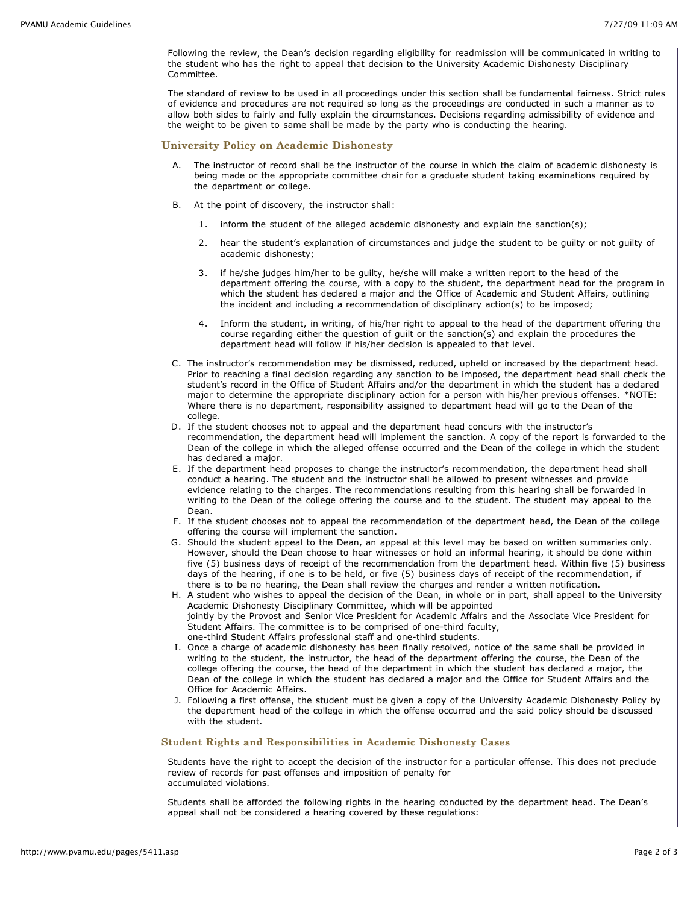Following the review, the Dean's decision regarding eligibility for readmission will be communicated in writing to the student who has the right to appeal that decision to the University Academic Dishonesty Disciplinary Committee.

The standard of review to be used in all proceedings under this section shall be fundamental fairness. Strict rules of evidence and procedures are not required so long as the proceedings are conducted in such a manner as to allow both sides to fairly and fully explain the circumstances. Decisions regarding admissibility of evidence and the weight to be given to same shall be made by the party who is conducting the hearing.

### University Policy on Academic Dishonesty

A. The instructor of record shall be the instructor of the course in which the claim of academic dishonesty is being made or the appropriate committee chair for a graduate student taking examinations required by the department or college.

B. At the point of discovery, the instructor shall:

   1. inform the student of the alleged academic dishonesty and explain the sanction(s);

   2. hear the student's explanation of circumstances and judge the student to be guilty or not guilty of academic dishonesty;

   3. if he/she judges him/her to be guilty, he/she will make a written report to the head of the department offering the course, with a copy to the student, the department head for the program in which the student has declared a major and the Office of Academic and Student Affairs, outlining the incident and including a recommendation of disciplinary action(s) to be imposed;

   4. Inform the student, in writing, of his/her right to appeal to the head of the department offering the course regarding either the question of guilt or the sanction(s) and explain the procedures the department head will follow if his/her decision is appealed to that level.

C. The instructor's recommendation may be dismissed, reduced, upheld or increased by the department head. Prior to reaching a final decision regarding any sanction to be imposed, the department head shall check the student's record in the Office of Student Affairs and/or the department in which the student has a declared major to determine the appropriate disciplinary action for a person with his/her previous offenses. *NOTE: Where there is no department, responsibility assigned to department head will go to the Dean of the college.

D. If the student chooses not to appeal and the department head concurs with the instructor's recommendation, the department head will implement the sanction. A copy of the report is forwarded to the Dean of the college in which the alleged offense occurred and the Dean of the college in which the student has declared a major.

E. If the department head proposes to change the instructor's recommendation, the department head shall conduct a hearing. The student and the instructor shall be allowed to present witnesses and provide evidence relating to the charges. The recommendations resulting from this hearing shall be forwarded in writing to the Dean of the college offering the course and to the student. The student may appeal to the Dean.

F. If the student chooses not to appeal the recommendation of the department head, the Dean of the college offering the course will implement the sanction.

G. Should the student appeal to the Dean, an appeal at this level may be based on written summaries only. However, should the Dean choose to hear witnesses or hold an informal hearing, it should be done within five (5) business days of receipt of the recommendation from the department head. Within five (5) business days of the hearing, if one is to be held, or five (5) business days of receipt of the recommendation, if there is to be no hearing, the Dean shall review the charges and render a written notification.

H. A student who wishes to appeal the decision of the Dean, in whole or in part, shall appeal to the University Academic Dishonesty Disciplinary Committee, which will be appointed jointly by the Provost and Senior Vice President for Academic Affairs and the Associate Vice President for Student Affairs. The committee is to be comprised of one-third faculty, one-third Student Affairs professional staff and one-third students.

I. Once a charge of academic dishonesty has been finally resolved, notice of the same shall be provided in writing to the student, the instructor, the head of the department offering the course, the Dean of the college offering the course, the head of the department in which the student has declared a major, the Dean of the college in which the student has declared a major and the Office for Student Affairs and the Office for Academic Affairs.

J. Following a first offense, the student must be given a copy of the University Academic Dishonesty Policy by the department head of the college in which the offense occurred and the said policy should be discussed with the student.

### Student Rights and Responsibilities in Academic Dishonesty Cases

Students have the right to accept the decision of the instructor for a particular offense. This does not preclude review of records for past offenses and imposition of penalty for accumulated violations.

Students shall be afforded the following rights in the hearing conducted by the department head. The Dean's appeal shall not be considered a hearing covered by these regulations: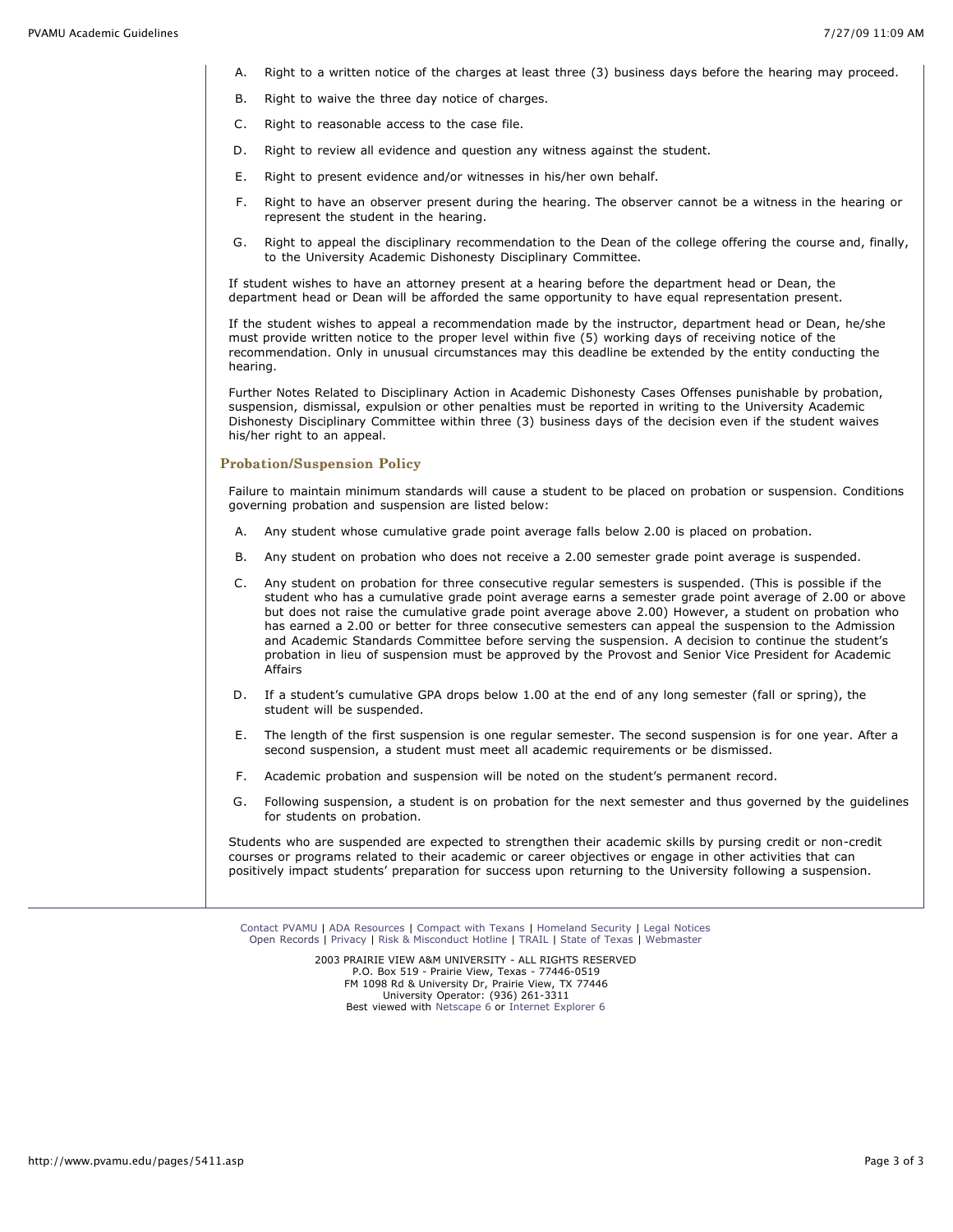A. Right to a written notice of the charges at least three (3) business days before the hearing may proceed.

B. Right to waive the three day notice of charges.

C. Right to reasonable access to the case file.

D. Right to review all evidence and question any witness against the student.

E. Right to present evidence and/or witnesses in his/her own behalf.

F. Right to have an observer present during the hearing. The observer cannot be a witness in the hearing or represent the student in the hearing.

G. Right to appeal the disciplinary recommendation to the Dean of the college offering the course and, finally, to the University Academic Dishonesty Disciplinary Committee.

If student wishes to have an attorney present at a hearing before the department head or Dean, the department head or Dean will be afforded the same opportunity to have equal representation present.

If the student wishes to appeal a recommendation made by the instructor, department head or Dean, he/she must provide written notice to the proper level within five (5) working days of receiving notice of the recommendation. Only in unusual circumstances may this deadline be extended by the entity conducting the hearing.

Further Notes Related to Disciplinary Action in Academic Dishonesty Cases Offenses punishable by probation, suspension, dismissal, expulsion or other penalties must be reported in writing to the University Academic Dishonesty Disciplinary Committee within three (3) business days of the decision even if the student waives his/her right to an appeal.

### Probation/Suspension Policy

Failure to maintain minimum standards will cause a student to be placed on probation or suspension. Conditions governing probation and suspension are listed below:

A. Any student whose cumulative grade point average falls below 2.00 is placed on probation.

B. Any student on probation who does not receive a 2.00 semester grade point average is suspended.

C. Any student on probation for three consecutive regular semesters is suspended. (This is possible if the student who has a cumulative grade point average earns a semester grade point average of 2.00 or above but does not raise the cumulative grade point average above 2.00) However, a student on probation who has earned a 2.00 or better for three consecutive semesters can appeal the suspension to the Admission and Academic Standards Committee before serving the suspension. A decision to continue the student's probation in lieu of suspension must be approved by the Provost and Senior Vice President for Academic Affairs

D. If a student's cumulative GPA drops below 1.00 at the end of any long semester (fall or spring), the student will be suspended.

E. The length of the first suspension is one regular semester. The second suspension is for one year. After a second suspension, a student must meet all academic requirements or be dismissed.

F. Academic probation and suspension will be noted on the student's permanent record.

G. Following suspension, a student is on probation for the next semester and thus governed by the guidelines for students on probation.

Students who are suspended are expected to strengthen their academic skills by pursing credit or non-credit courses or programs related to their academic or career objectives or engage in other activities that can positively impact students' preparation for success upon returning to the University following a suspension.

Contact PVAMU | ADA Resources | Compact with Texans | Homeland Security | Legal Notices
Open Records | Privacy | Risk & Misconduct Hotline | TRAIL | State of Texas | Webmaster

2003 PRAIRIE VIEW A&M UNIVERSITY - ALL RIGHTS RESERVED
P.O. Box 519 - Prairie View, Texas - 77446-0519
FM 1098 Rd & University Dr, Prairie View, TX 77446
University Operator: (936) 261-3311
Best viewed with Netscape 6 or Internet Explorer 6